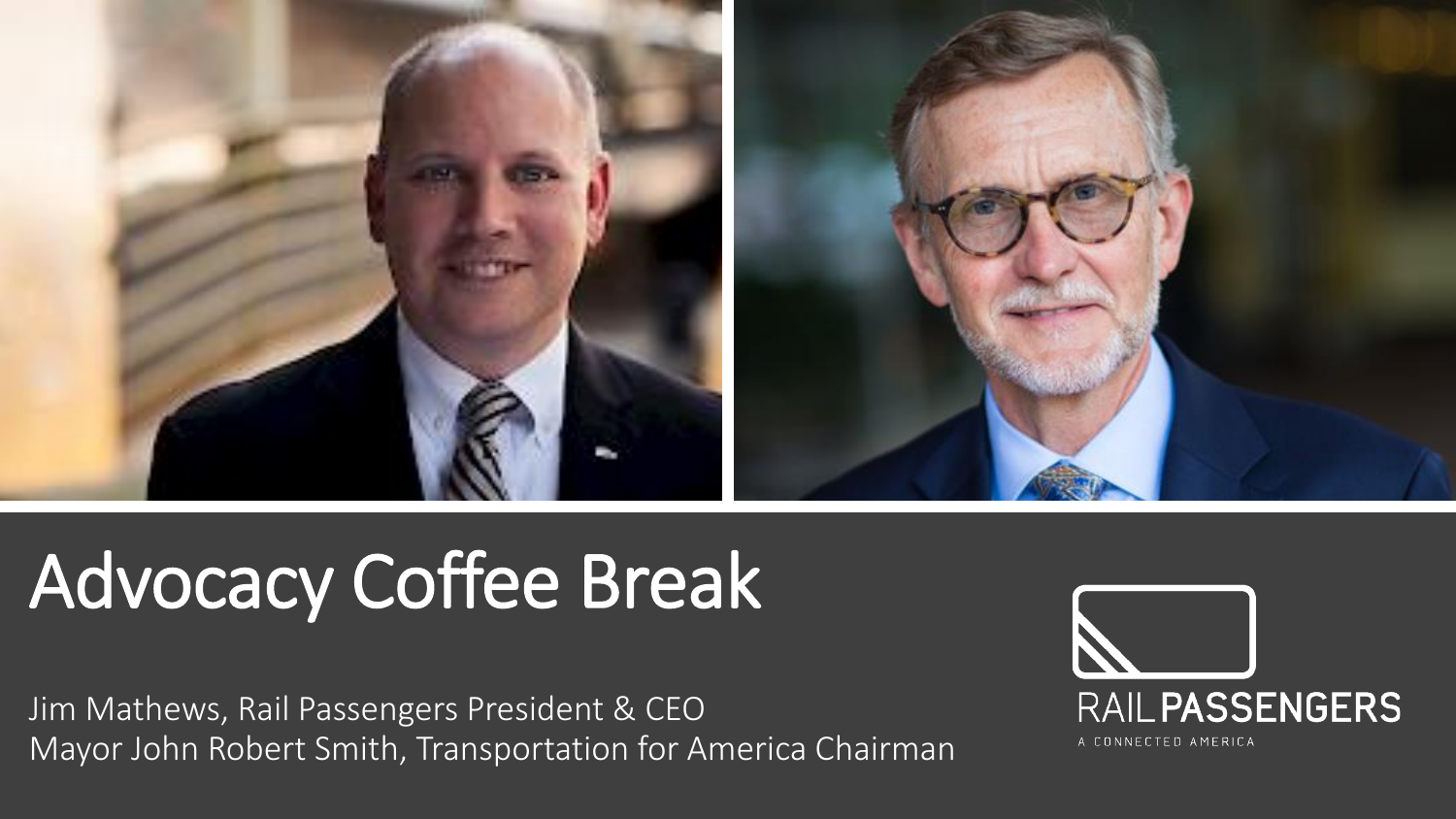# Advocacy Coffee Break

Jim Mathews, Rail Passengers President & CEO
Mayor John Robert Smith, Transportation for America Chairman

RAIL PASSENGERS
A CONNECTED AMERICA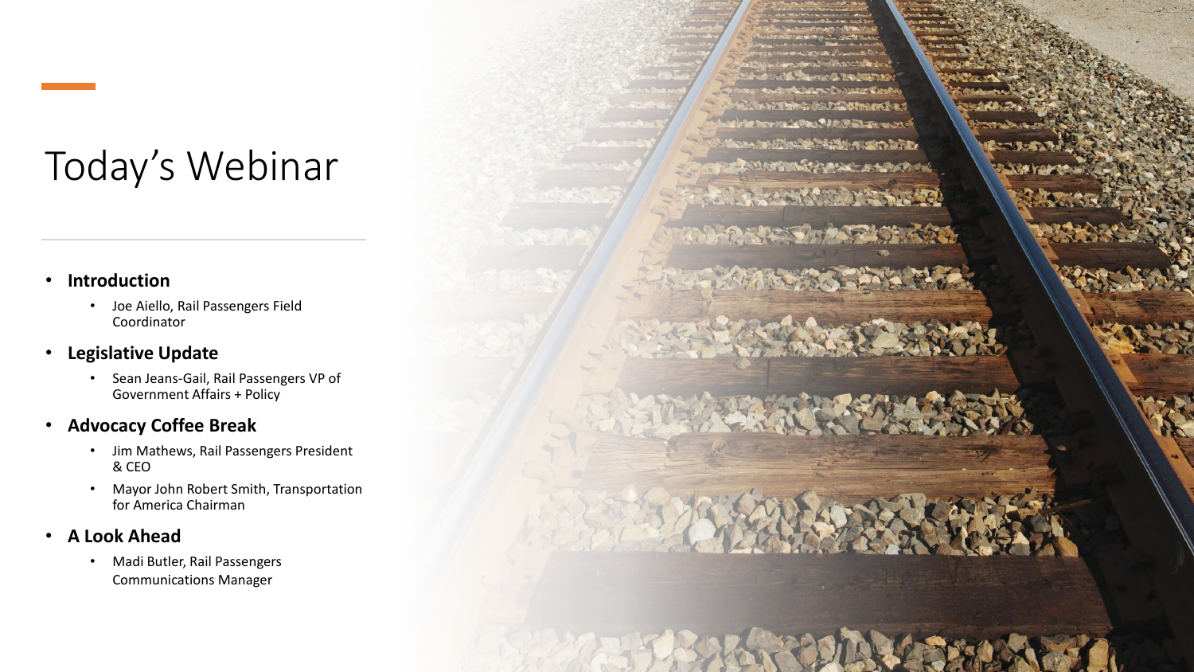# Today's Webinar

- **Introduction**
  - Joe Aiello, Rail Passengers Field Coordinator
- **Legislative Update**
  - Sean Jeans-Gail, Rail Passengers VP of Government Affairs + Policy
- **Advocacy Coffee Break**
  - Jim Mathews, Rail Passengers President & CEO
  - Mayor John Robert Smith, Transportation for America Chairman
- **A Look Ahead**
  - Madi Butler, Rail Passengers Communications Manager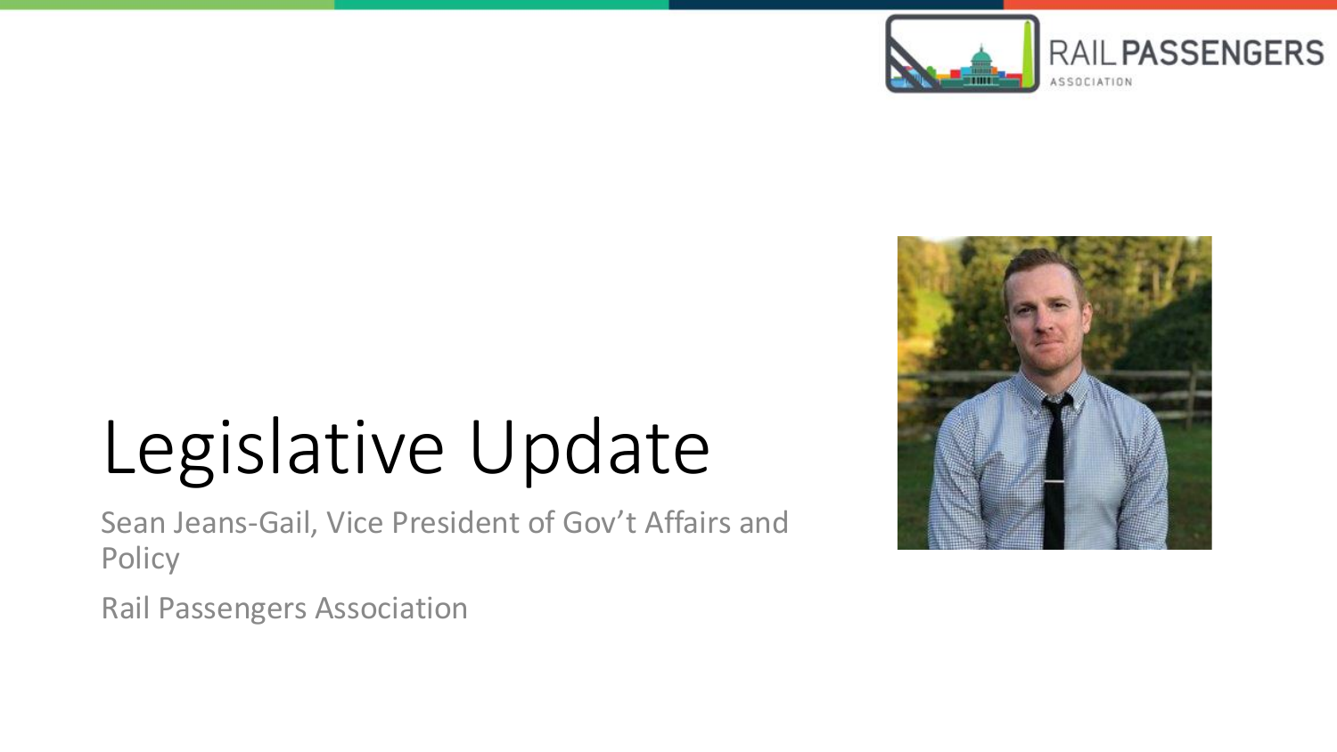# Legislative Update

Sean Jeans-Gail, Vice President of Gov't Affairs and Policy

Rail Passengers Association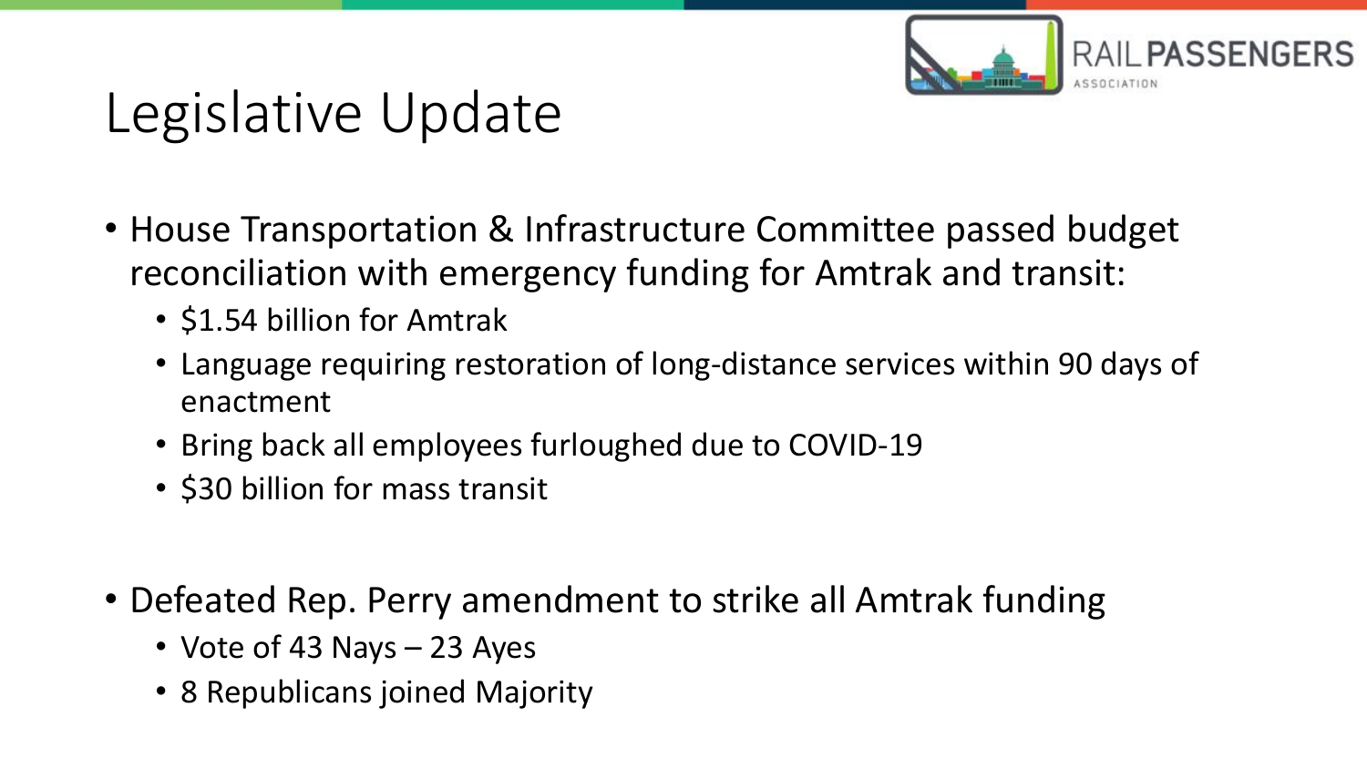# Legislative Update

- House Transportation & Infrastructure Committee passed budget reconciliation with emergency funding for Amtrak and transit:
  - $1.54 billion for Amtrak
  - Language requiring restoration of long-distance services within 90 days of enactment
  - Bring back all employees furloughed due to COVID-19
  - $30 billion for mass transit

- Defeated Rep. Perry amendment to strike all Amtrak funding
  - Vote of 43 Nays – 23 Ayes
  - 8 Republicans joined Majority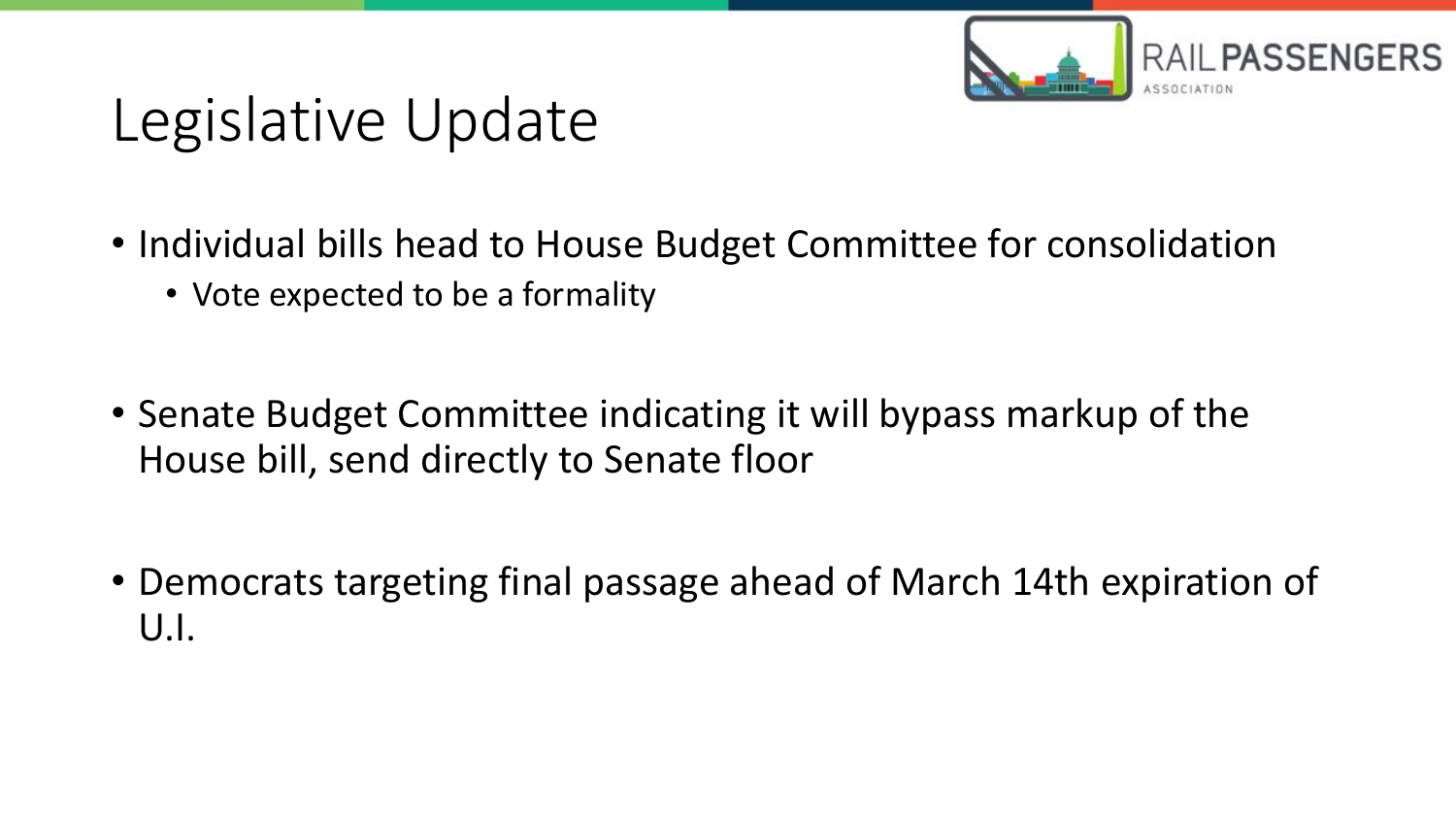# Legislative Update

- Individual bills head to House Budget Committee for consolidation
  - Vote expected to be a formality

- Senate Budget Committee indicating it will bypass markup of the House bill, send directly to Senate floor

- Democrats targeting final passage ahead of March 14th expiration of U.I.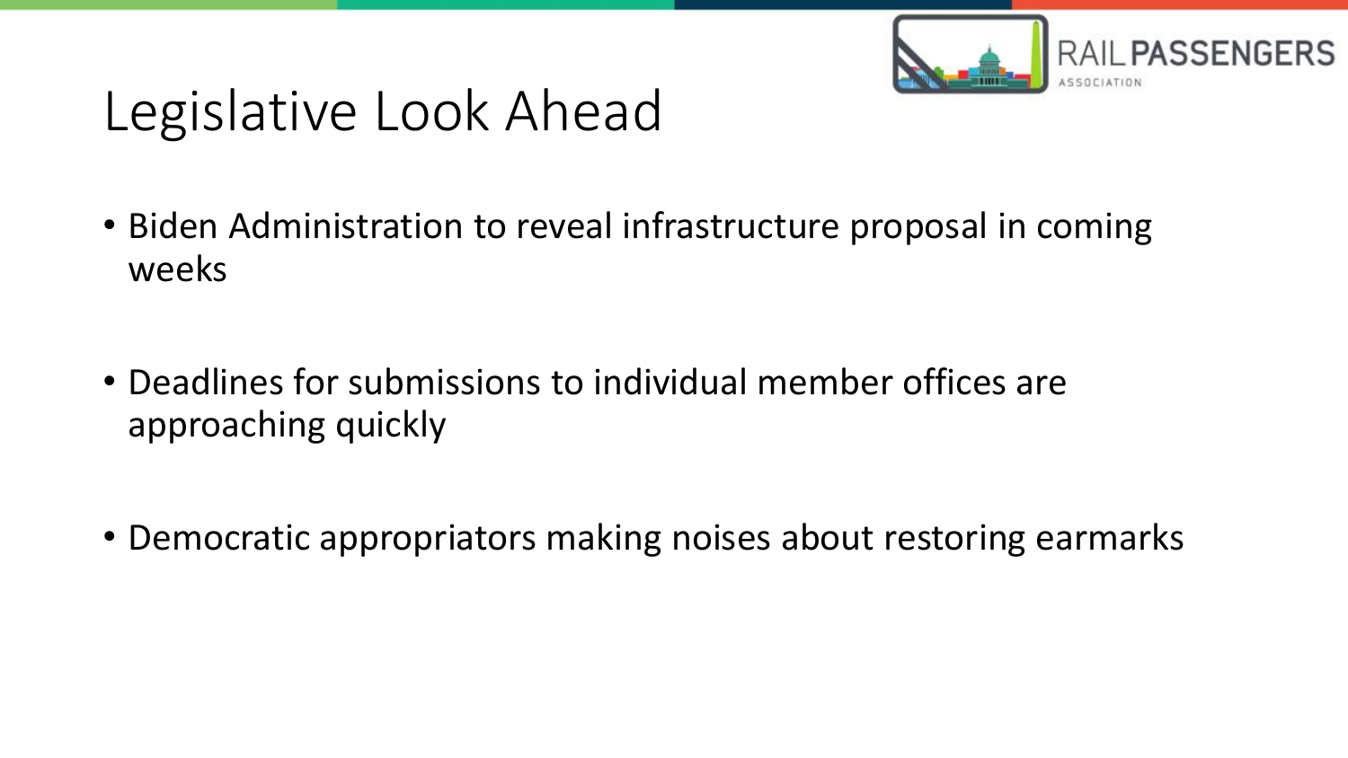# Legislative Look Ahead

- Biden Administration to reveal infrastructure proposal in coming weeks
- Deadlines for submissions to individual member offices are approaching quickly
- Democratic appropriators making noises about restoring earmarks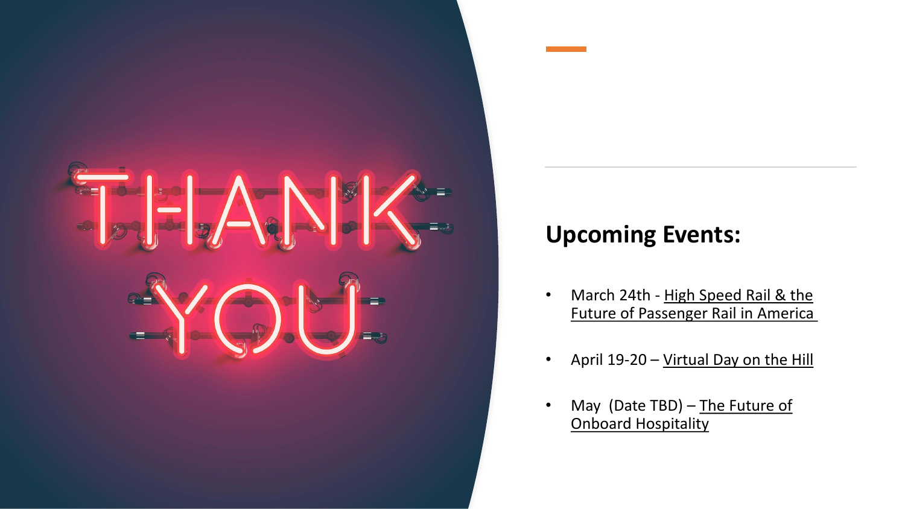THANK YOU

## Upcoming Events:

- March 24th - High Speed Rail & the Future of Passenger Rail in America
- April 19-20 – Virtual Day on the Hill
- May (Date TBD) – The Future of Onboard Hospitality